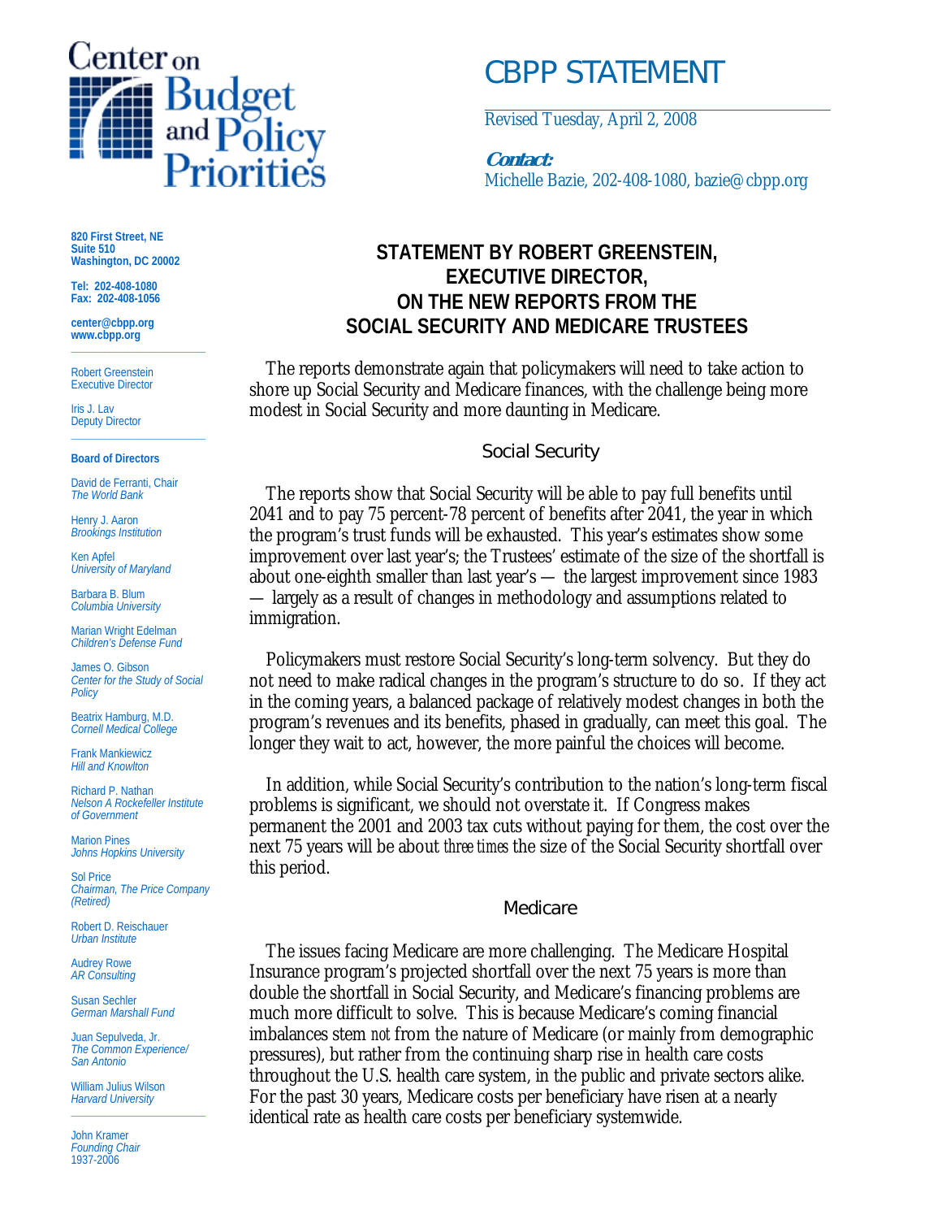Center on Budget and Policy Priorities

# CBPP STATEMENT

Revised Tuesday, April 2, 2008

***Contact:***
Michelle Bazie, 202-408-1080, bazie@cbpp.org

**820 First Street, NE**
**Suite 510**
**Washington, DC 20002**

**Tel: 202-408-1080**
**Fax: 202-408-1056**

**center@cbpp.org**
**www.cbpp.org**

Robert Greenstein
Executive Director

Iris J. Lav
Deputy Director

**Board of Directors**

David de Ferranti, Chair
*The World Bank*

Henry J. Aaron
*Brookings Institution*

Ken Apfel
*University of Maryland*

Barbara B. Blum
*Columbia University*

Marian Wright Edelman
*Children's Defense Fund*

James O. Gibson
*Center for the Study of Social Policy*

Beatrix Hamburg, M.D.
*Cornell Medical College*

Frank Mankiewicz
*Hill and Knowlton*

Richard P. Nathan
*Nelson A Rockefeller Institute of Government*

Marion Pines
*Johns Hopkins University*

Sol Price
*Chairman, The Price Company (Retired)*

Robert D. Reischauer
*Urban Institute*

Audrey Rowe
*AR Consulting*

Susan Sechler
*German Marshall Fund*

Juan Sepulveda, Jr.
*The Common Experience/ San Antonio*

William Julius Wilson
*Harvard University*

John Kramer
*Founding Chair*
1937-2006

## STATEMENT BY ROBERT GREENSTEIN, EXECUTIVE DIRECTOR, ON THE NEW REPORTS FROM THE SOCIAL SECURITY AND MEDICARE TRUSTEES

The reports demonstrate again that policymakers will need to take action to shore up Social Security and Medicare finances, with the challenge being more modest in Social Security and more daunting in Medicare.

### Social Security

The reports show that Social Security will be able to pay full benefits until 2041 and to pay 75 percent-78 percent of benefits after 2041, the year in which the program's trust funds will be exhausted. This year's estimates show some improvement over last year's; the Trustees' estimate of the size of the shortfall is about one-eighth smaller than last year's — the largest improvement since 1983 — largely as a result of changes in methodology and assumptions related to immigration.

Policymakers must restore Social Security's long-term solvency. But they do not need to make radical changes in the program's structure to do so. If they act in the coming years, a balanced package of relatively modest changes in both the program's revenues and its benefits, phased in gradually, can meet this goal. The longer they wait to act, however, the more painful the choices will become.

In addition, while Social Security's contribution to the nation's long-term fiscal problems is significant, we should not overstate it. If Congress makes permanent the 2001 and 2003 tax cuts without paying for them, the cost over the next 75 years will be about *three times* the size of the Social Security shortfall over this period.

### Medicare

The issues facing Medicare are more challenging. The Medicare Hospital Insurance program's projected shortfall over the next 75 years is more than double the shortfall in Social Security, and Medicare's financing problems are much more difficult to solve. This is because Medicare's coming financial imbalances stem *not* from the nature of Medicare (or mainly from demographic pressures), but rather from the continuing sharp rise in health care costs throughout the U.S. health care system, in the public and private sectors alike. For the past 30 years, Medicare costs per beneficiary have risen at a nearly identical rate as health care costs per beneficiary systemwide.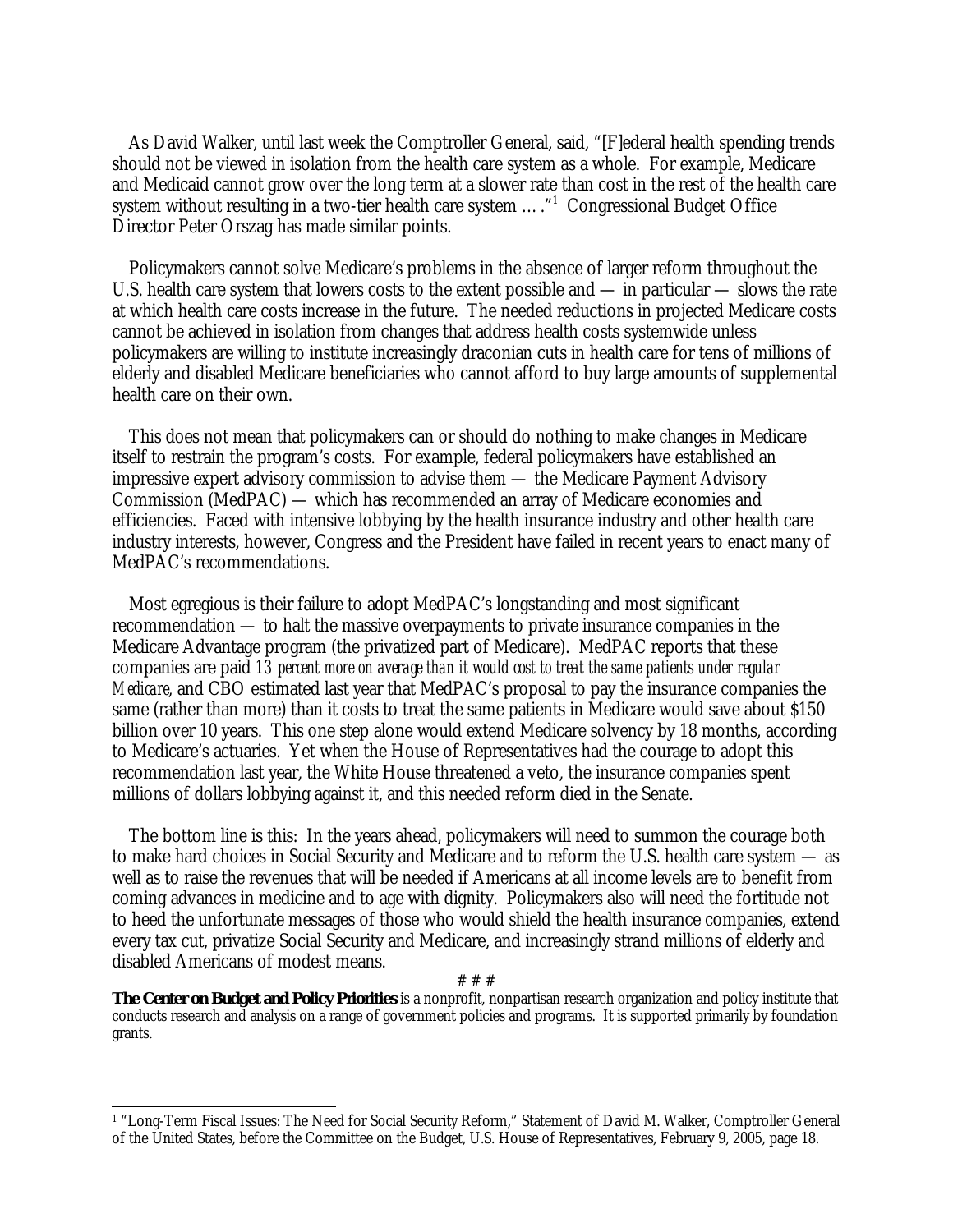As David Walker, until last week the Comptroller General, said, "[F]ederal health spending trends should not be viewed in isolation from the health care system as a whole. For example, Medicare and Medicaid cannot grow over the long term at a slower rate than cost in the rest of the health care system without resulting in a two-tier health care system … ."[1] Congressional Budget Office Director Peter Orszag has made similar points.

Policymakers cannot solve Medicare's problems in the absence of larger reform throughout the U.S. health care system that lowers costs to the extent possible and — in particular — slows the rate at which health care costs increase in the future. The needed reductions in projected Medicare costs cannot be achieved in isolation from changes that address health costs systemwide unless policymakers are willing to institute increasingly draconian cuts in health care for tens of millions of elderly and disabled Medicare beneficiaries who cannot afford to buy large amounts of supplemental health care on their own.

This does not mean that policymakers can or should do nothing to make changes in Medicare itself to restrain the program's costs. For example, federal policymakers have established an impressive expert advisory commission to advise them — the Medicare Payment Advisory Commission (MedPAC) — which has recommended an array of Medicare economies and efficiencies. Faced with intensive lobbying by the health insurance industry and other health care industry interests, however, Congress and the President have failed in recent years to enact many of MedPAC's recommendations.

Most egregious is their failure to adopt MedPAC's longstanding and most significant recommendation — to halt the massive overpayments to private insurance companies in the Medicare Advantage program (the privatized part of Medicare). MedPAC reports that these companies are paid *13 percent more on average than it would cost to treat the same patients under regular Medicare*, and CBO estimated last year that MedPAC's proposal to pay the insurance companies the same (rather than more) than it costs to treat the same patients in Medicare would save about $150 billion over 10 years. This one step alone would extend Medicare solvency by 18 months, according to Medicare's actuaries. Yet when the House of Representatives had the courage to adopt this recommendation last year, the White House threatened a veto, the insurance companies spent millions of dollars lobbying against it, and this needed reform died in the Senate.

The bottom line is this: In the years ahead, policymakers will need to summon the courage both to make hard choices in Social Security and Medicare *and* to reform the U.S. health care system — as well as to raise the revenues that will be needed if Americans at all income levels are to benefit from coming advances in medicine and to age with dignity. Policymakers also will need the fortitude not to heed the unfortunate messages of those who would shield the health insurance companies, extend every tax cut, privatize Social Security and Medicare, and increasingly strand millions of elderly and disabled Americans of modest means.

# # #

**The Center on Budget and Policy Priorities** is a nonprofit, nonpartisan research organization and policy institute that conducts research and analysis on a range of government policies and programs. It is supported primarily by foundation grants.

---

[1] "Long-Term Fiscal Issues: The Need for Social Security Reform," Statement of David M. Walker, Comptroller General of the United States, before the Committee on the Budget, U.S. House of Representatives, February 9, 2005, page 18.